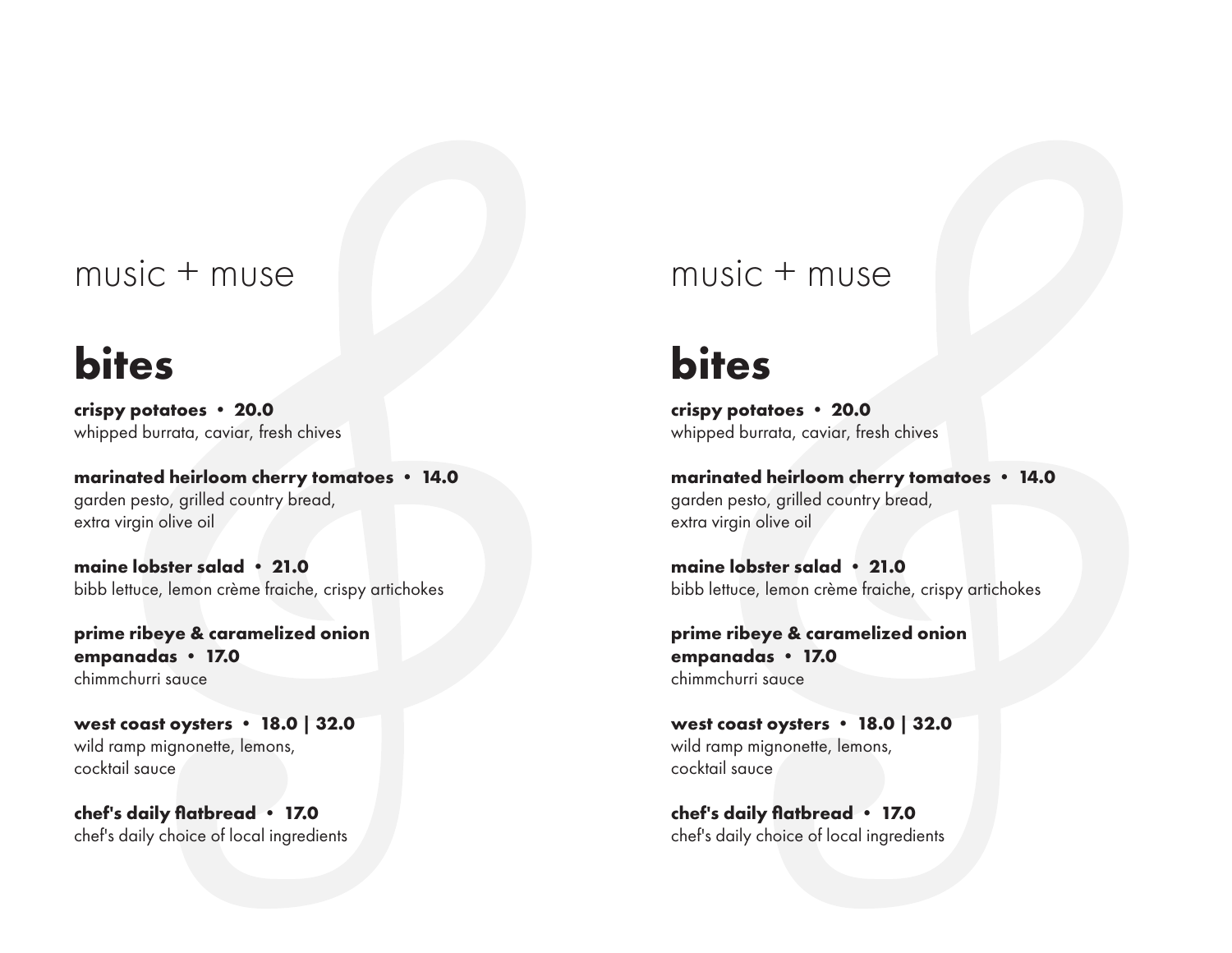music + muse

# bites

**crispy potatoes • 20.0**
whipped burrata, caviar, fresh chives

**marinated heirloom cherry tomatoes • 14.0**
garden pesto, grilled country bread,
extra virgin olive oil

**maine lobster salad • 21.0**
bibb lettuce, lemon crème fraiche, crispy artichokes

**prime ribeye & caramelized onion empanadas • 17.0**
chimmchurri sauce

**west coast oysters • 18.0 | 32.0**
wild ramp mignonette, lemons,
cocktail sauce

**chef's daily flatbread • 17.0**
chef's daily choice of local ingredients

music + muse

# bites

**crispy potatoes • 20.0**
whipped burrata, caviar, fresh chives

**marinated heirloom cherry tomatoes • 14.0**
garden pesto, grilled country bread,
extra virgin olive oil

**maine lobster salad • 21.0**
bibb lettuce, lemon crème fraiche, crispy artichokes

**prime ribeye & caramelized onion empanadas • 17.0**
chimmchurri sauce

**west coast oysters • 18.0 | 32.0**
wild ramp mignonette, lemons,
cocktail sauce

**chef's daily flatbread • 17.0**
chef's daily choice of local ingredients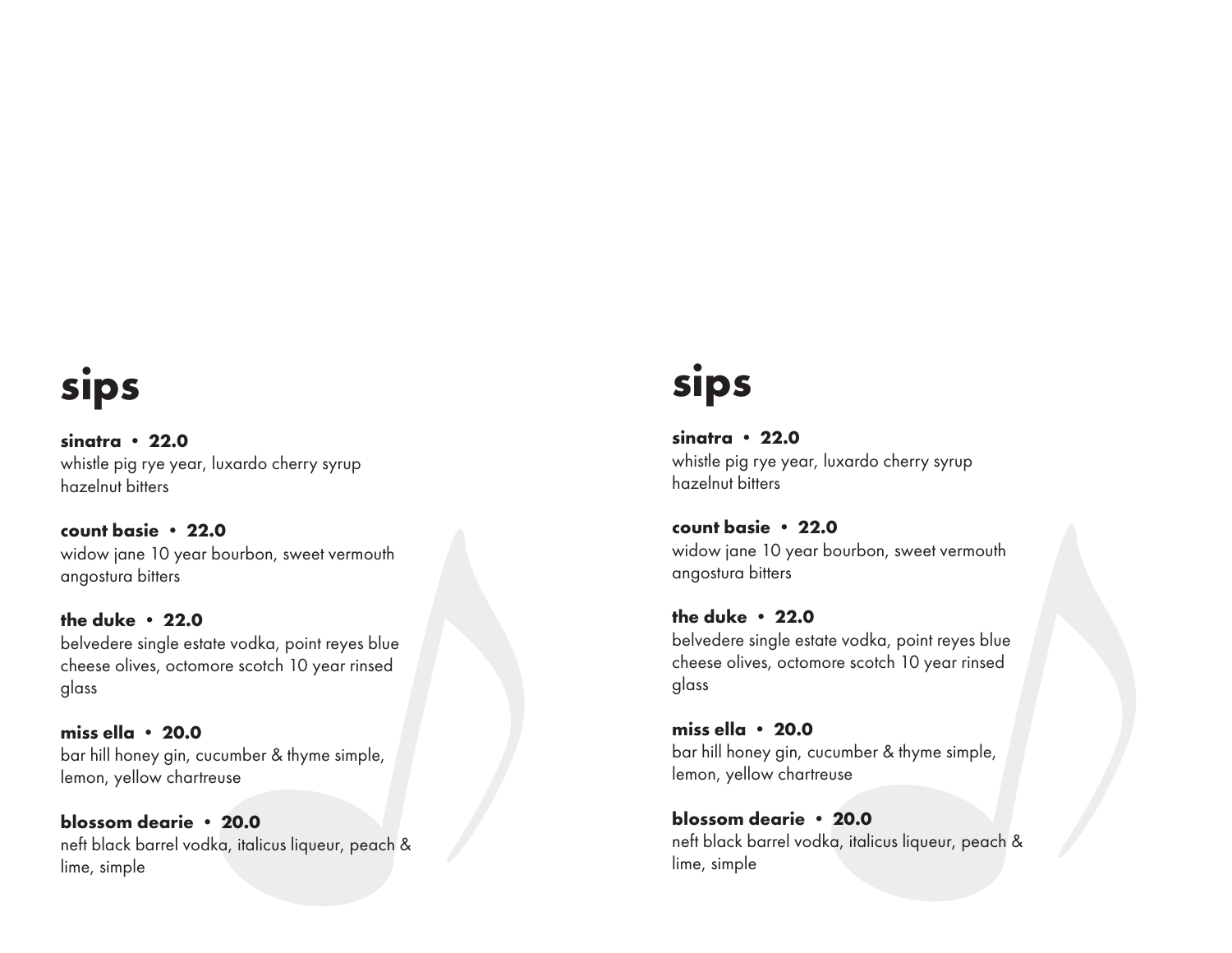# sips

**sinatra • 22.0**
whistle pig rye year, luxardo cherry syrup
hazelnut bitters

**count basie • 22.0**
widow jane 10 year bourbon, sweet vermouth
angostura bitters

**the duke • 22.0**
belvedere single estate vodka, point reyes blue
cheese olives, octomore scotch 10 year rinsed
glass

**miss ella • 20.0**
bar hill honey gin, cucumber & thyme simple,
lemon, yellow chartreuse

**blossom dearie • 20.0**
neft black barrel vodka, italicus liqueur, peach &
lime, simple

# sips

**sinatra • 22.0**
whistle pig rye year, luxardo cherry syrup
hazelnut bitters

**count basie • 22.0**
widow jane 10 year bourbon, sweet vermouth
angostura bitters

**the duke • 22.0**
belvedere single estate vodka, point reyes blue
cheese olives, octomore scotch 10 year rinsed
glass

**miss ella • 20.0**
bar hill honey gin, cucumber & thyme simple,
lemon, yellow chartreuse

**blossom dearie • 20.0**
neft black barrel vodka, italicus liqueur, peach &
lime, simple